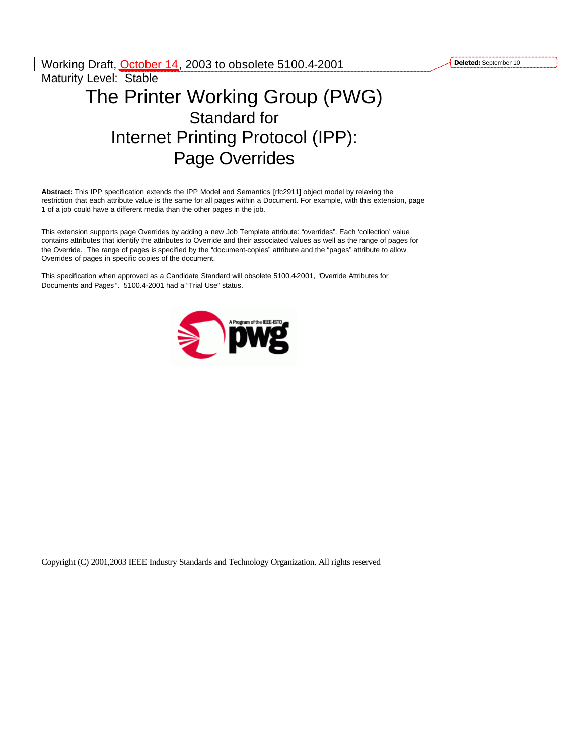Working Draft, October 14, 2003 to obsolete 5100.4-2001

Maturity Level: Stable

# The Printer Working Group (PWG)

## Standard for

## Internet Printing Protocol (IPP): Page Overrides

**Abstract:** This IPP specification extends the IPP Model and Semantics [rfc2911] object model by relaxing the restriction that each attribute value is the same for all pages within a Document. For example, with this extension, page 1 of a job could have a different media than the other pages in the job.

This extension supports page Overrides by adding a new Job Template attribute: "overrides". Each 'collection' value contains attributes that identify the attributes to Override and their associated values as well as the range of pages for the Override. The range of pages is specified by the "document-copies" attribute and the "pages" attribute to allow Overrides of pages in specific copies of the document.

This specification when approved as a Candidate Standard will obsolete 5100.4-2001, "Override Attributes for Documents and Pages". 5100.4-2001 had a "Trial Use" status.

Copyright (C) 2001,2003 IEEE Industry Standards and Technology Organization. All rights reserved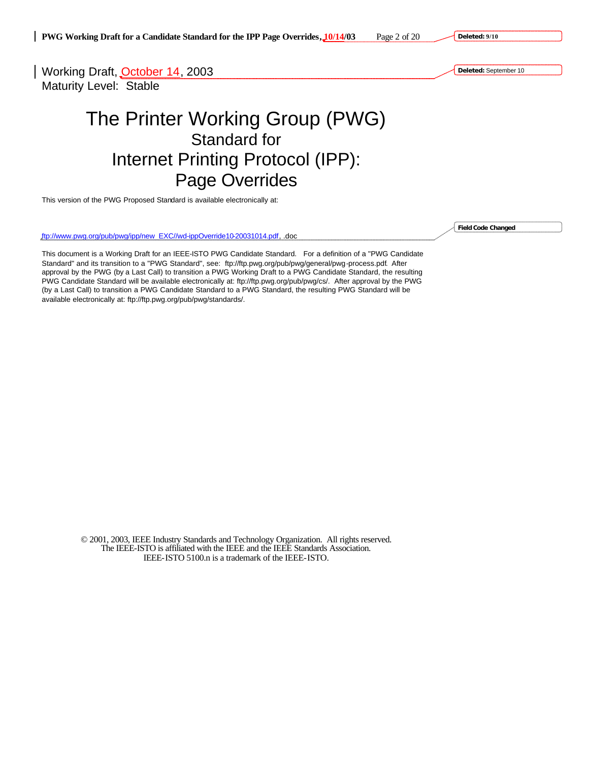Working Draft, October 14, 2003
Maturity Level: Stable

# The Printer Working Group (PWG)
## Standard for
## Internet Printing Protocol (IPP): Page Overrides

This version of the PWG Proposed Standard is available electronically at:

ftp://www.pwg.org/pub/pwg/ipp/new_EXC//wd-ippOverride10-20031014.pdf, .doc

This document is a Working Draft for an IEEE-ISTO PWG Candidate Standard. For a definition of a "PWG Candidate Standard" and its transition to a "PWG Standard", see: ftp://ftp.pwg.org/pub/pwg/general/pwg-process.pdf. After approval by the PWG (by a Last Call) to transition a PWG Working Draft to a PWG Candidate Standard, the resulting PWG Candidate Standard will be available electronically at: ftp://ftp.pwg.org/pub/pwg/cs/. After approval by the PWG (by a Last Call) to transition a PWG Candidate Standard to a PWG Standard, the resulting PWG Standard will be available electronically at: ftp://ftp.pwg.org/pub/pwg/standards/.

© 2001, 2003, IEEE Industry Standards and Technology Organization. All rights reserved.
The IEEE-ISTO is affiliated with the IEEE and the IEEE Standards Association.
IEEE-ISTO 5100.n is a trademark of the IEEE-ISTO.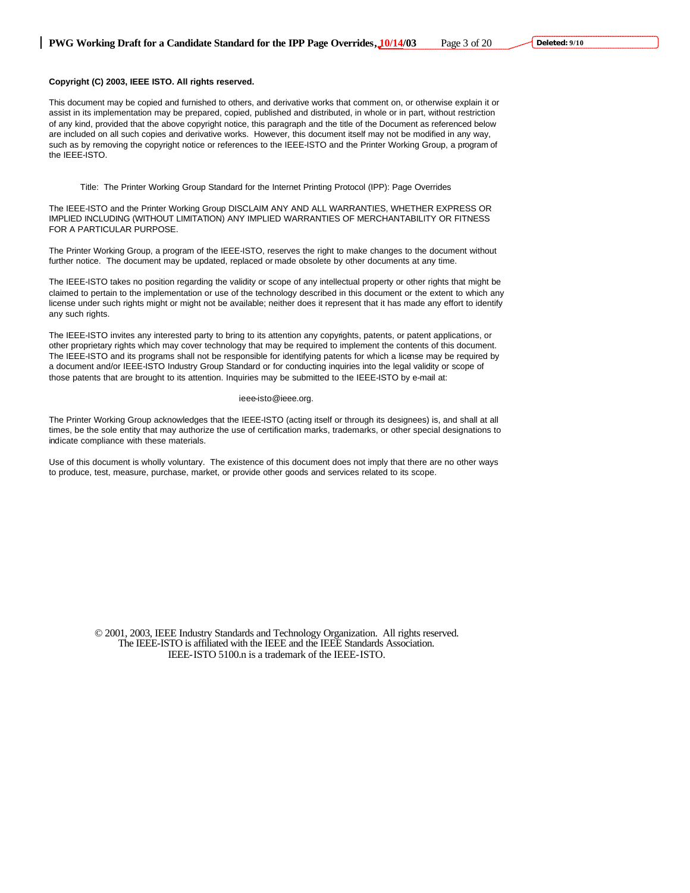**Copyright (C) 2003, IEEE ISTO. All rights reserved.**

This document may be copied and furnished to others, and derivative works that comment on, or otherwise explain it or assist in its implementation may be prepared, copied, published and distributed, in whole or in part, without restriction of any kind, provided that the above copyright notice, this paragraph and the title of the Document as referenced below are included on all such copies and derivative works. However, this document itself may not be modified in any way, such as by removing the copyright notice or references to the IEEE-ISTO and the Printer Working Group, a program of the IEEE-ISTO.

Title: The Printer Working Group Standard for the Internet Printing Protocol (IPP): Page Overrides

The IEEE-ISTO and the Printer Working Group DISCLAIM ANY AND ALL WARRANTIES, WHETHER EXPRESS OR IMPLIED INCLUDING (WITHOUT LIMITATION) ANY IMPLIED WARRANTIES OF MERCHANTABILITY OR FITNESS FOR A PARTICULAR PURPOSE.

The Printer Working Group, a program of the IEEE-ISTO, reserves the right to make changes to the document without further notice. The document may be updated, replaced or made obsolete by other documents at any time.

The IEEE-ISTO takes no position regarding the validity or scope of any intellectual property or other rights that might be claimed to pertain to the implementation or use of the technology described in this document or the extent to which any license under such rights might or might not be available; neither does it represent that it has made any effort to identify any such rights.

The IEEE-ISTO invites any interested party to bring to its attention any copyrights, patents, or patent applications, or other proprietary rights which may cover technology that may be required to implement the contents of this document. The IEEE-ISTO and its programs shall not be responsible for identifying patents for which a license may be required by a document and/or IEEE-ISTO Industry Group Standard or for conducting inquiries into the legal validity or scope of those patents that are brought to its attention. Inquiries may be submitted to the IEEE-ISTO by e-mail at:

ieee-isto@ieee.org.

The Printer Working Group acknowledges that the IEEE-ISTO (acting itself or through its designees) is, and shall at all times, be the sole entity that may authorize the use of certification marks, trademarks, or other special designations to indicate compliance with these materials.

Use of this document is wholly voluntary. The existence of this document does not imply that there are no other ways to produce, test, measure, purchase, market, or provide other goods and services related to its scope.

© 2001, 2003, IEEE Industry Standards and Technology Organization. All rights reserved.
The IEEE-ISTO is affiliated with the IEEE and the IEEE Standards Association.
IEEE-ISTO 5100.n is a trademark of the IEEE-ISTO.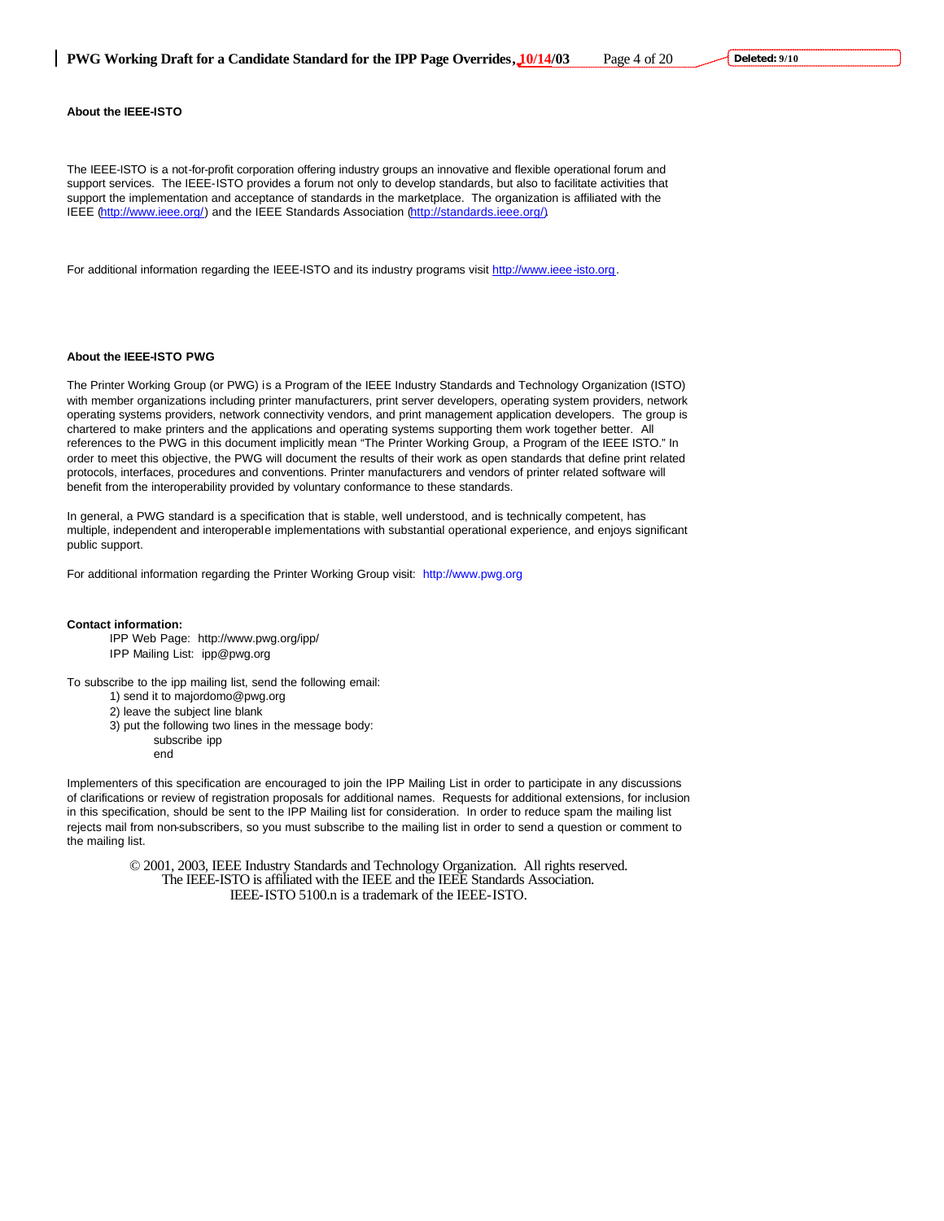**About the IEEE-ISTO**

The IEEE-ISTO is a not-for-profit corporation offering industry groups an innovative and flexible operational forum and support services. The IEEE-ISTO provides a forum not only to develop standards, but also to facilitate activities that support the implementation and acceptance of standards in the marketplace. The organization is affiliated with the IEEE (http://www.ieee.org/) and the IEEE Standards Association (http://standards.ieee.org/).

For additional information regarding the IEEE-ISTO and its industry programs visit http://www.ieee-isto.org.

**About the IEEE-ISTO PWG**

The Printer Working Group (or PWG) is a Program of the IEEE Industry Standards and Technology Organization (ISTO) with member organizations including printer manufacturers, print server developers, operating system providers, network operating systems providers, network connectivity vendors, and print management application developers. The group is chartered to make printers and the applications and operating systems supporting them work together better. All references to the PWG in this document implicitly mean "The Printer Working Group, a Program of the IEEE ISTO." In order to meet this objective, the PWG will document the results of their work as open standards that define print related protocols, interfaces, procedures and conventions. Printer manufacturers and vendors of printer related software will benefit from the interoperability provided by voluntary conformance to these standards.

In general, a PWG standard is a specification that is stable, well understood, and is technically competent, has multiple, independent and interoperable implementations with substantial operational experience, and enjoys significant public support.

For additional information regarding the Printer Working Group visit: http://www.pwg.org

**Contact information:**

IPP Web Page: http://www.pwg.org/ipp/
IPP Mailing List: ipp@pwg.org

To subscribe to the ipp mailing list, send the following email:

1) send it to majordomo@pwg.org
2) leave the subject line blank
3) put the following two lines in the message body:
   subscribe ipp
   end

Implementers of this specification are encouraged to join the IPP Mailing List in order to participate in any discussions of clarifications or review of registration proposals for additional names. Requests for additional extensions, for inclusion in this specification, should be sent to the IPP Mailing list for consideration. In order to reduce spam the mailing list rejects mail from non-subscribers, so you must subscribe to the mailing list in order to send a question or comment to the mailing list.

© 2001, 2003, IEEE Industry Standards and Technology Organization. All rights reserved.
The IEEE-ISTO is affiliated with the IEEE and the IEEE Standards Association.
IEEE-ISTO 5100.n is a trademark of the IEEE-ISTO.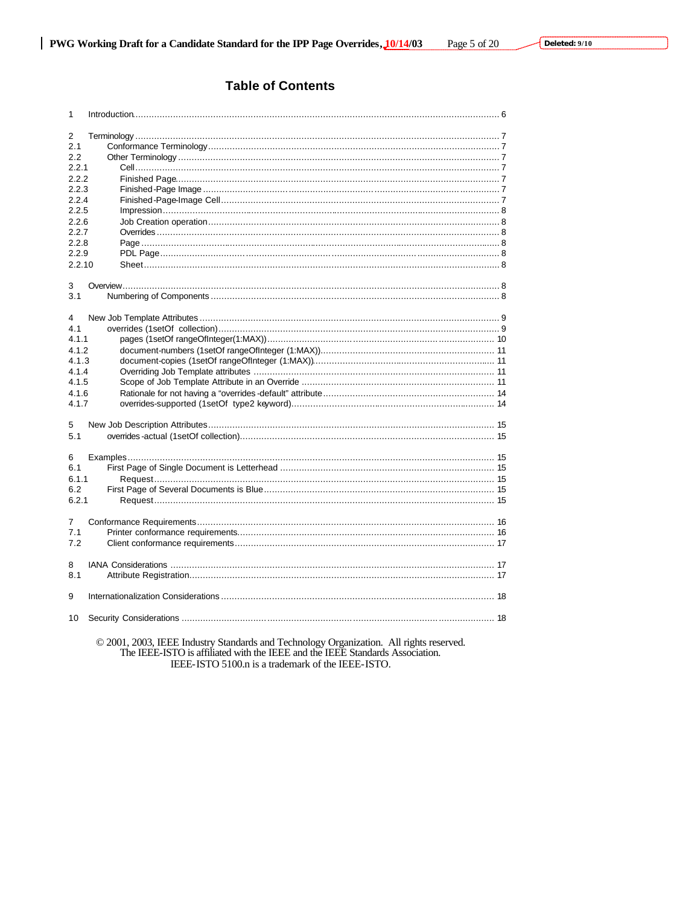# Table of Contents

1 Introduction ........................................................................................................................................ 6

2 Terminology ........................................................................................................................................ 7
2.1 Conformance Terminology ............................................................................................................ 7
2.2 Other Terminology ........................................................................................................................ 7
2.2.1 Cell .............................................................................................................................................. 7
2.2.2 Finished Page .............................................................................................................................. 7
2.2.3 Finished-Page Image .................................................................................................................. 7
2.2.4 Finished-Page-Image Cell ........................................................................................................... 7
2.2.5 Impression ................................................................................................................................... 8
2.2.6 Job Creation operation ................................................................................................................ 8
2.2.7 Overrides ..................................................................................................................................... 8
2.2.8 Page ............................................................................................................................................ 8
2.2.9 PDL Page .................................................................................................................................... 8
2.2.10 Sheet .......................................................................................................................................... 8

3 Overview ............................................................................................................................................. 8
3.1 Numbering of Components ........................................................................................................... 8

4 New Job Template Attributes ............................................................................................................. 9
4.1 overrides (1setOf collection) .......................................................................................................... 9
4.1.1 pages (1setOf rangeOfInteger(1:MAX)) ...................................................................................... 10
4.1.2 document-numbers (1setOf rangeOfInteger (1:MAX)) ................................................................ 11
4.1.3 document-copies (1setOf rangeOfInteger (1:MAX)) .................................................................... 11
4.1.4 Overriding Job Template attributes ............................................................................................ 11
4.1.5 Scope of Job Template Attribute in an Override ......................................................................... 11
4.1.6 Rationale for not having a "overrides-default" attribute ............................................................... 14
4.1.7 overrides-supported (1setOf type2 keyword) ............................................................................... 14

5 New Job Description Attributes ......................................................................................................... 15
5.1 overrides-actual (1setOf collection) ................................................................................................ 15

6 Examples ............................................................................................................................................ 15
6.1 First Page of Single Document is Letterhead ................................................................................. 15
6.1.1 Request ....................................................................................................................................... 15
6.2 First Page of Several Documents is Blue ....................................................................................... 15
6.2.1 Request ....................................................................................................................................... 15

7 Conformance Requirements ............................................................................................................... 16
7.1 Printer conformance requirements ................................................................................................. 16
7.2 Client conformance requirements .................................................................................................. 17

8 IANA Considerations .......................................................................................................................... 17
8.1 Attribute Registration ...................................................................................................................... 17

9 Internationalization Considerations ..................................................................................................... 18

10 Security Considerations .................................................................................................................... 18

© 2001, 2003, IEEE Industry Standards and Technology Organization. All rights reserved.
The IEEE-ISTO is affiliated with the IEEE and the IEEE Standards Association.
IEEE-ISTO 5100.n is a trademark of the IEEE-ISTO.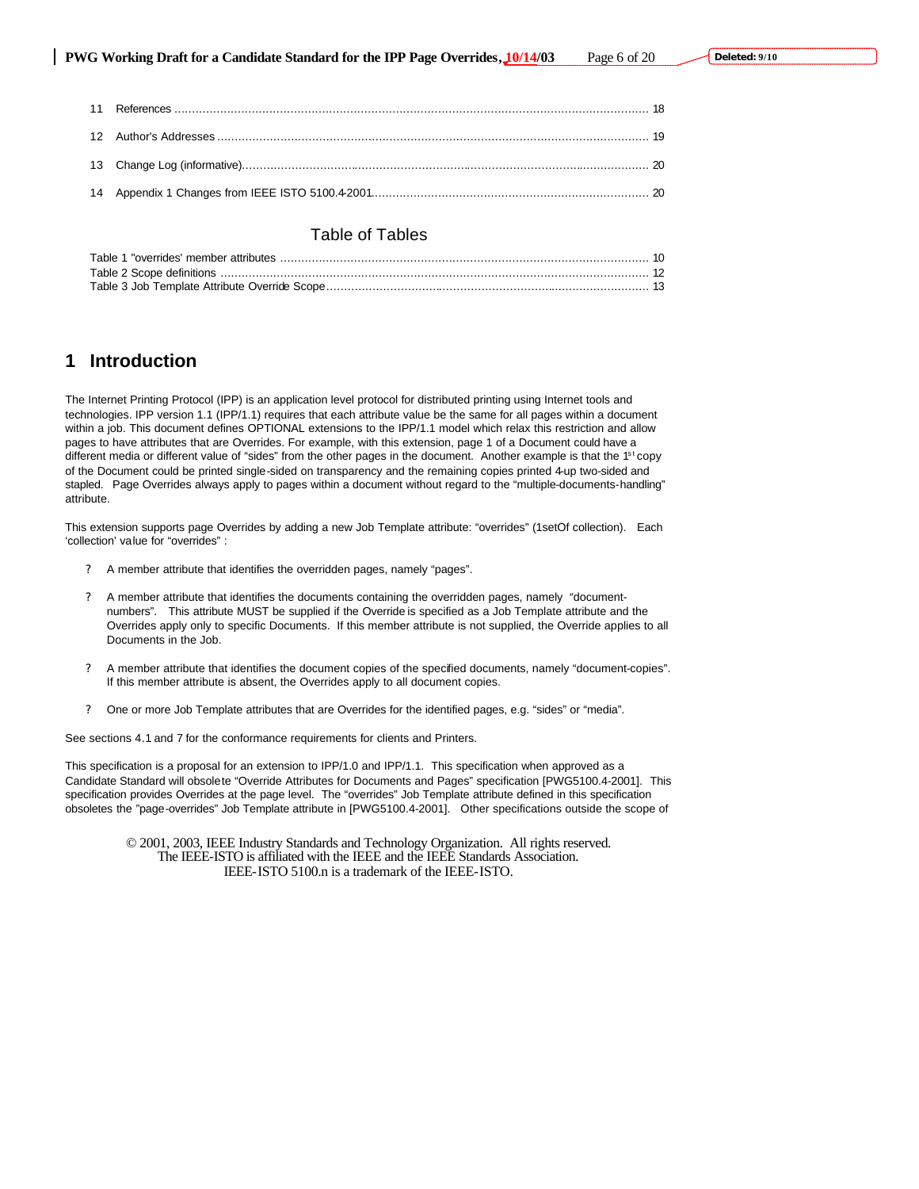11 References ........................................................................................................................................ 18

12 Author's Addresses ........................................................................................................................... 19

13 Change Log (informative).................................................................................................................. 20

14 Appendix 1 Changes from IEEE ISTO 5100.4-2001............................................................................... 20

## Table of Tables

Table 1 "overrides' member attributes ......................................................................................................... 10
Table 2 Scope definitions ........................................................................................................................... 12
Table 3 Job Template Attribute Override Scope............................................................................................ 13

# 1 Introduction

The Internet Printing Protocol (IPP) is an application level protocol for distributed printing using Internet tools and technologies. IPP version 1.1 (IPP/1.1) requires that each attribute value be the same for all pages within a document within a job. This document defines OPTIONAL extensions to the IPP/1.1 model which relax this restriction and allow pages to have attributes that are Overrides. For example, with this extension, page 1 of a Document could have a different media or different value of "sides" from the other pages in the document. Another example is that the 1st copy of the Document could be printed single-sided on transparency and the remaining copies printed 4-up two-sided and stapled. Page Overrides always apply to pages within a document without regard to the "multiple-documents-handling" attribute.

This extension supports page Overrides by adding a new Job Template attribute: "overrides" (1setOf collection). Each 'collection' value for "overrides" :

- A member attribute that identifies the overridden pages, namely "pages".
- A member attribute that identifies the documents containing the overridden pages, namely "document-numbers". This attribute MUST be supplied if the Override is specified as a Job Template attribute and the Overrides apply only to specific Documents. If this member attribute is not supplied, the Override applies to all Documents in the Job.
- A member attribute that identifies the document copies of the specified documents, namely "document-copies". If this member attribute is absent, the Overrides apply to all document copies.
- One or more Job Template attributes that are Overrides for the identified pages, e.g. "sides" or "media".

See sections 4.1 and 7 for the conformance requirements for clients and Printers.

This specification is a proposal for an extension to IPP/1.0 and IPP/1.1. This specification when approved as a Candidate Standard will obsolete "Override Attributes for Documents and Pages" specification [PWG5100.4-2001]. This specification provides Overrides at the page level. The "overrides" Job Template attribute defined in this specification obsoletes the "page-overrides" Job Template attribute in [PWG5100.4-2001]. Other specifications outside the scope of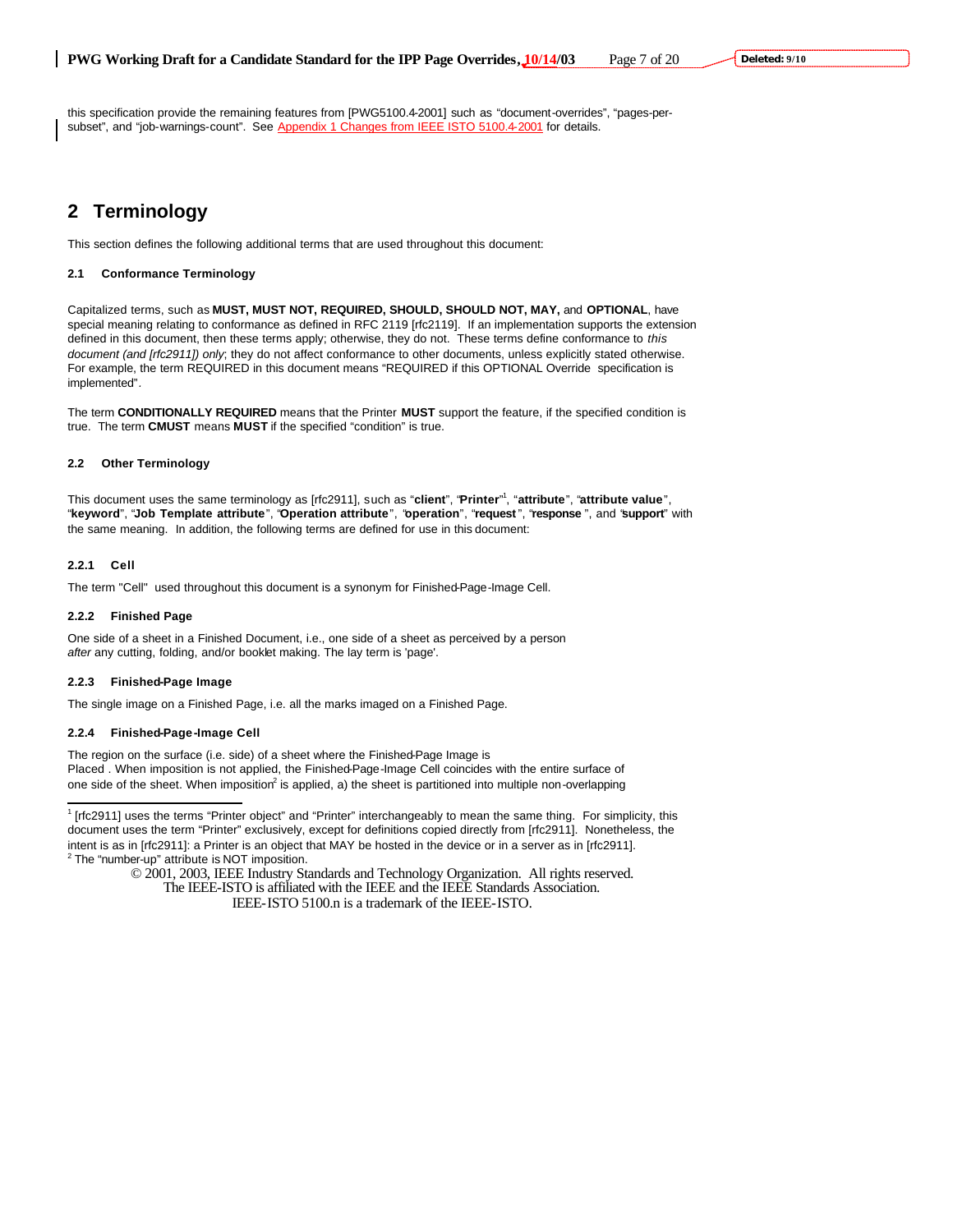this specification provide the remaining features from [PWG5100.4-2001] such as "document-overrides", "pages-per-subset", and "job-warnings-count". See Appendix 1 Changes from IEEE ISTO 5100.4-2001 for details.

# 2 Terminology

This section defines the following additional terms that are used throughout this document:

### 2.1 Conformance Terminology

Capitalized terms, such as **MUST, MUST NOT, REQUIRED, SHOULD, SHOULD NOT, MAY,** and **OPTIONAL**, have special meaning relating to conformance as defined in RFC 2119 [rfc2119]. If an implementation supports the extension defined in this document, then these terms apply; otherwise, they do not. These terms define conformance to *this document (and [rfc2911]) only*; they do not affect conformance to other documents, unless explicitly stated otherwise. For example, the term REQUIRED in this document means "REQUIRED if this OPTIONAL Override specification is implemented".

The term **CONDITIONALLY REQUIRED** means that the Printer **MUST** support the feature, if the specified condition is true. The term **CMUST** means **MUST** if the specified "condition" is true.

### 2.2 Other Terminology

This document uses the same terminology as [rfc2911], such as "**client**", "**Printer**"[1], "**attribute**", "**attribute value**", "**keyword**", "**Job Template attribute**", "**Operation attribute**", "**operation**", "**request**", "**response**", and "**support**" with the same meaning. In addition, the following terms are defined for use in this document:

#### 2.2.1 Cell

The term "Cell" used throughout this document is a synonym for Finished-Page-Image Cell.

#### 2.2.2 Finished Page

One side of a sheet in a Finished Document, i.e., one side of a sheet as perceived by a person *after* any cutting, folding, and/or booklet making. The lay term is 'page'.

#### 2.2.3 Finished-Page Image

The single image on a Finished Page, i.e. all the marks imaged on a Finished Page.

#### 2.2.4 Finished-Page-Image Cell

The region on the surface (i.e. side) of a sheet where the Finished-Page Image is Placed . When imposition is not applied, the Finished-Page-Image Cell coincides with the entire surface of one side of the sheet. When imposition[2] is applied, a) the sheet is partitioned into multiple non-overlapping

---

[1] [rfc2911] uses the terms "Printer object" and "Printer" interchangeably to mean the same thing. For simplicity, this document uses the term "Printer" exclusively, except for definitions copied directly from [rfc2911]. Nonetheless, the intent is as in [rfc2911]: a Printer is an object that MAY be hosted in the device or in a server as in [rfc2911].

[2] The "number-up" attribute is NOT imposition.

© 2001, 2003, IEEE Industry Standards and Technology Organization. All rights reserved.
The IEEE-ISTO is affiliated with the IEEE and the IEEE Standards Association.
IEEE-ISTO 5100.n is a trademark of the IEEE-ISTO.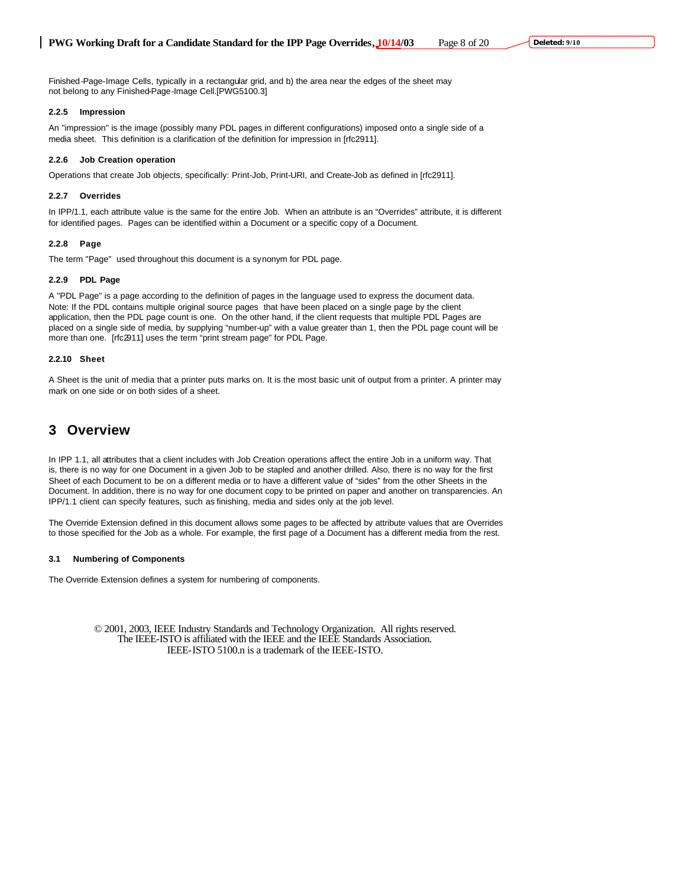Finished-Page-Image Cells, typically in a rectangular grid, and b) the area near the edges of the sheet may not belong to any Finished-Page-Image Cell.[PWG5100.3]

#### 2.2.5 Impression

An "impression" is the image (possibly many PDL pages in different configurations) imposed onto a single side of a media sheet. This definition is a clarification of the definition for impression in [rfc2911].

#### 2.2.6 Job Creation operation

Operations that create Job objects, specifically: Print-Job, Print-URI, and Create-Job as defined in [rfc2911].

#### 2.2.7 Overrides

In IPP/1.1, each attribute value is the same for the entire Job. When an attribute is an "Overrides" attribute, it is different for identified pages. Pages can be identified within a Document or a specific copy of a Document.

#### 2.2.8 Page

The term "Page" used throughout this document is a synonym for PDL page.

#### 2.2.9 PDL Page

A "PDL Page" is a page according to the definition of pages in the language used to express the document data. Note: If the PDL contains multiple original source pages that have been placed on a single page by the client application, then the PDL page count is one. On the other hand, if the client requests that multiple PDL Pages are placed on a single side of media, by supplying "number-up" with a value greater than 1, then the PDL page count will be more than one. [rfc2911] uses the term "print stream page" for PDL Page.

#### 2.2.10 Sheet

A Sheet is the unit of media that a printer puts marks on. It is the most basic unit of output from a printer. A printer may mark on one side or on both sides of a sheet.

# 3 Overview

In IPP 1.1, all attributes that a client includes with Job Creation operations affect the entire Job in a uniform way. That is, there is no way for one Document in a given Job to be stapled and another drilled. Also, there is no way for the first Sheet of each Document to be on a different media or to have a different value of "sides" from the other Sheets in the Document. In addition, there is no way for one document copy to be printed on paper and another on transparencies. An IPP/1.1 client can specify features, such as finishing, media and sides only at the job level.

The Override Extension defined in this document allows some pages to be affected by attribute values that are Overrides to those specified for the Job as a whole. For example, the first page of a Document has a different media from the rest.

### 3.1 Numbering of Components

The Override Extension defines a system for numbering of components.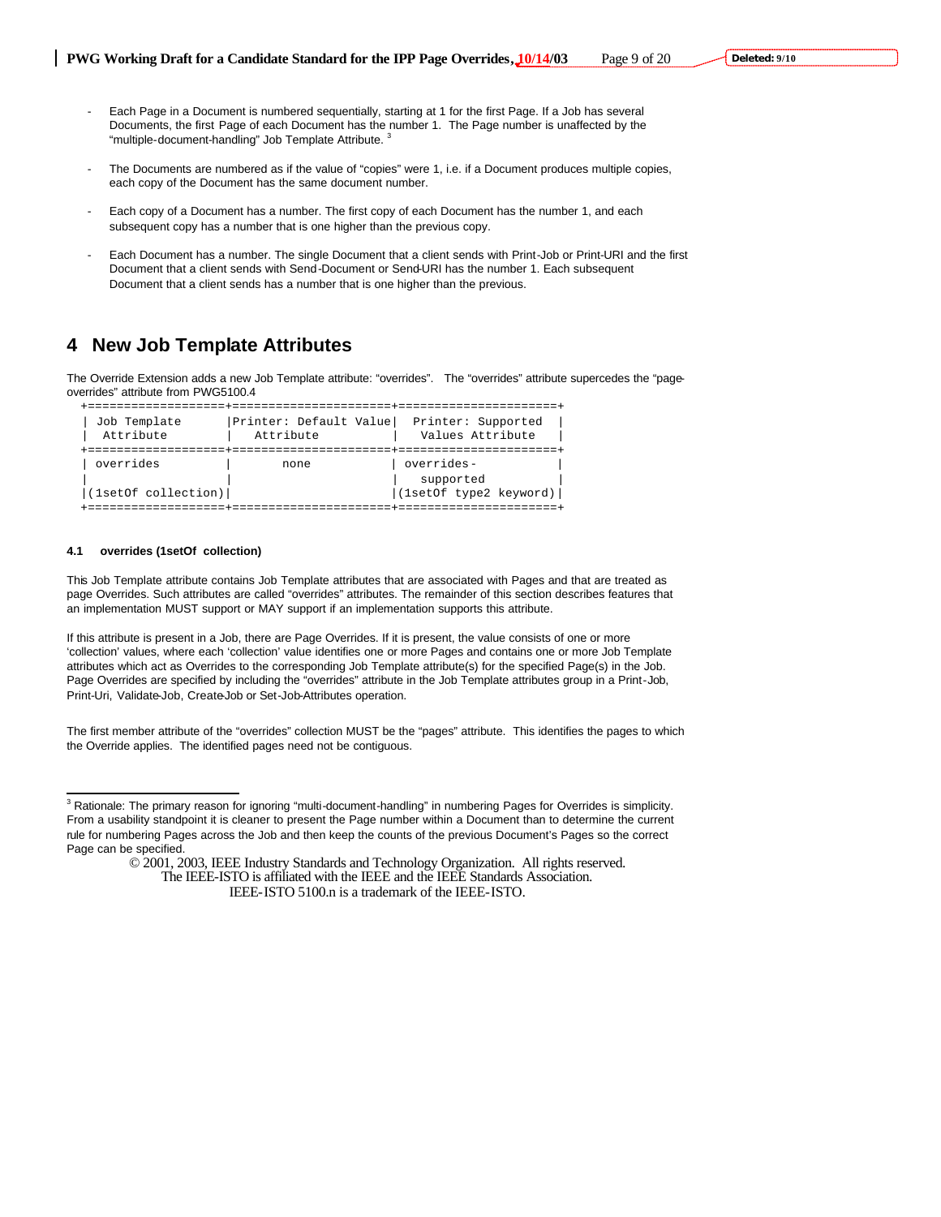- Each Page in a Document is numbered sequentially, starting at 1 for the first Page. If a Job has several Documents, the first Page of each Document has the number 1. The Page number is unaffected by the "multiple-document-handling" Job Template Attribute. [3]

- The Documents are numbered as if the value of "copies" were 1, i.e. if a Document produces multiple copies, each copy of the Document has the same document number.

- Each copy of a Document has a number. The first copy of each Document has the number 1, and each subsequent copy has a number that is one higher than the previous copy.

- Each Document has a number. The single Document that a client sends with Print-Job or Print-URI and the first Document that a client sends with Send-Document or Send-URI has the number 1. Each subsequent Document that a client sends has a number that is one higher than the previous.

# 4 New Job Template Attributes

The Override Extension adds a new Job Template attribute: "overrides". The "overrides" attribute supercedes the "page-overrides" attribute from PWG5100.4

| Job Template Attribute | Printer: Default Value Attribute | Printer: Supported Values Attribute |
|---|---|---|
| overrides (1setOf collection) | none | overrides-supported (1setOf type2 keyword) |

### 4.1 overrides (1setOf collection)

This Job Template attribute contains Job Template attributes that are associated with Pages and that are treated as page Overrides. Such attributes are called "overrides" attributes. The remainder of this section describes features that an implementation MUST support or MAY support if an implementation supports this attribute.

If this attribute is present in a Job, there are Page Overrides. If it is present, the value consists of one or more 'collection' values, where each 'collection' value identifies one or more Pages and contains one or more Job Template attributes which act as Overrides to the corresponding Job Template attribute(s) for the specified Page(s) in the Job. Page Overrides are specified by including the "overrides" attribute in the Job Template attributes group in a Print-Job, Print-Uri, Validate-Job, Create-Job or Set-Job-Attributes operation.

The first member attribute of the "overrides" collection MUST be the "pages" attribute. This identifies the pages to which the Override applies. The identified pages need not be contiguous.

---

[3] Rationale: The primary reason for ignoring "multi-document-handling" in numbering Pages for Overrides is simplicity. From a usability standpoint it is cleaner to present the Page number within a Document than to determine the current rule for numbering Pages across the Job and then keep the counts of the previous Document's Pages so the correct Page can be specified.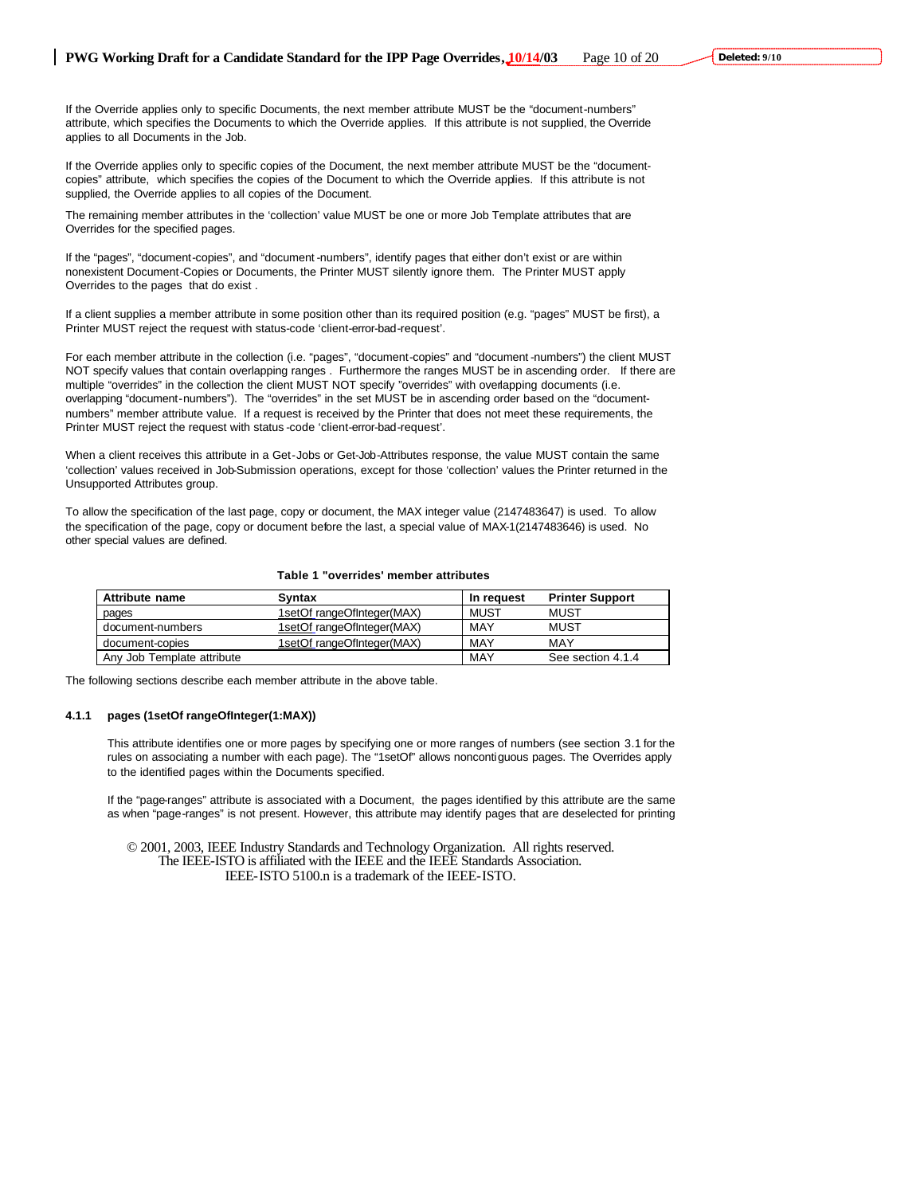If the Override applies only to specific Documents, the next member attribute MUST be the "document-numbers" attribute, which specifies the Documents to which the Override applies. If this attribute is not supplied, the Override applies to all Documents in the Job.

If the Override applies only to specific copies of the Document, the next member attribute MUST be the "document-copies" attribute, which specifies the copies of the Document to which the Override applies. If this attribute is not supplied, the Override applies to all copies of the Document.

The remaining member attributes in the 'collection' value MUST be one or more Job Template attributes that are Overrides for the specified pages.

If the "pages", "document-copies", and "document-numbers", identify pages that either don't exist or are within nonexistent Document-Copies or Documents, the Printer MUST silently ignore them. The Printer MUST apply Overrides to the pages that do exist .

If a client supplies a member attribute in some position other than its required position (e.g. "pages" MUST be first), a Printer MUST reject the request with status-code 'client-error-bad-request'.

For each member attribute in the collection (i.e. "pages", "document-copies" and "document-numbers") the client MUST NOT specify values that contain overlapping ranges . Furthermore the ranges MUST be in ascending order. If there are multiple "overrides" in the collection the client MUST NOT specify "overrides" with overlapping documents (i.e. overlapping "document-numbers"). The "overrides" in the set MUST be in ascending order based on the "document-numbers" member attribute value. If a request is received by the Printer that does not meet these requirements, the Printer MUST reject the request with status-code 'client-error-bad-request'.

When a client receives this attribute in a Get-Jobs or Get-Job-Attributes response, the value MUST contain the same 'collection' values received in Job-Submission operations, except for those 'collection' values the Printer returned in the Unsupported Attributes group.

To allow the specification of the last page, copy or document, the MAX integer value (2147483647) is used. To allow the specification of the page, copy or document before the last, a special value of MAX-1(2147483646) is used. No other special values are defined.

**Table 1 "overrides' member attributes**

| Attribute name | Syntax | In request | Printer Support |
|---|---|---|---|
| pages | 1setOf rangeOfInteger(MAX) | MUST | MUST |
| document-numbers | 1setOf rangeOfInteger(MAX) | MAY | MUST |
| document-copies | 1setOf rangeOfInteger(MAX) | MAY | MAY |
| Any Job Template attribute | | MAY | See section 4.1.4 |

The following sections describe each member attribute in the above table.

#### 4.1.1 pages (1setOf rangeOfInteger(1:MAX))

This attribute identifies one or more pages by specifying one or more ranges of numbers (see section 3.1 for the rules on associating a number with each page). The "1setOf" allows noncontiguous pages. The Overrides apply to the identified pages within the Documents specified.

If the "page-ranges" attribute is associated with a Document, the pages identified by this attribute are the same as when "page-ranges" is not present. However, this attribute may identify pages that are deselected for printing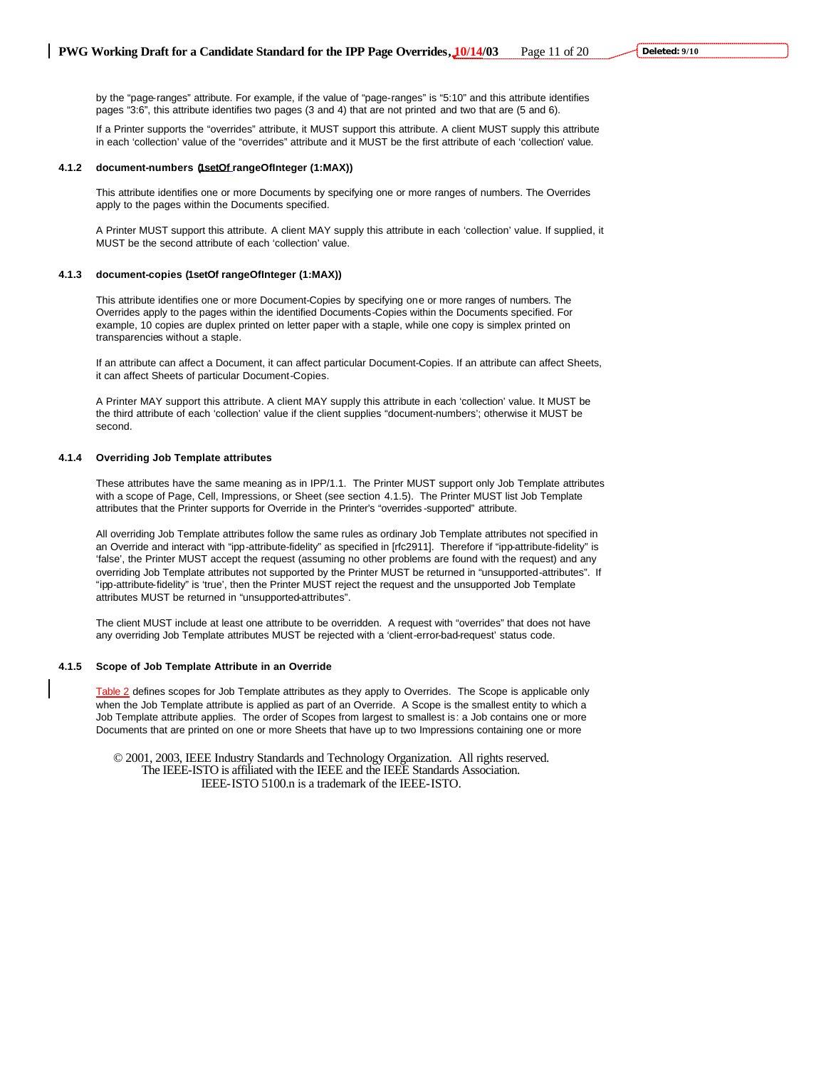by the "page-ranges" attribute. For example, if the value of "page-ranges" is "5:10" and this attribute identifies pages "3:6", this attribute identifies two pages (3 and 4) that are not printed and two that are (5 and 6).

If a Printer supports the "overrides" attribute, it MUST support this attribute. A client MUST supply this attribute in each 'collection' value of the "overrides" attribute and it MUST be the first attribute of each 'collection' value.

#### 4.1.2 document-numbers (1setOf rangeOfInteger (1:MAX))

This attribute identifies one or more Documents by specifying one or more ranges of numbers. The Overrides apply to the pages within the Documents specified.

A Printer MUST support this attribute. A client MAY supply this attribute in each 'collection' value. If supplied, it MUST be the second attribute of each 'collection' value.

#### 4.1.3 document-copies (1setOf rangeOfInteger (1:MAX))

This attribute identifies one or more Document-Copies by specifying one or more ranges of numbers. The Overrides apply to the pages within the identified Documents-Copies within the Documents specified. For example, 10 copies are duplex printed on letter paper with a staple, while one copy is simplex printed on transparencies without a staple.

If an attribute can affect a Document, it can affect particular Document-Copies. If an attribute can affect Sheets, it can affect Sheets of particular Document-Copies.

A Printer MAY support this attribute. A client MAY supply this attribute in each 'collection' value. It MUST be the third attribute of each 'collection' value if the client supplies "document-numbers'; otherwise it MUST be second.

#### 4.1.4 Overriding Job Template attributes

These attributes have the same meaning as in IPP/1.1. The Printer MUST support only Job Template attributes with a scope of Page, Cell, Impressions, or Sheet (see section 4.1.5). The Printer MUST list Job Template attributes that the Printer supports for Override in the Printer's "overrides-supported" attribute.

All overriding Job Template attributes follow the same rules as ordinary Job Template attributes not specified in an Override and interact with "ipp-attribute-fidelity" as specified in [rfc2911]. Therefore if "ipp-attribute-fidelity" is 'false', the Printer MUST accept the request (assuming no other problems are found with the request) and any overriding Job Template attributes not supported by the Printer MUST be returned in "unsupported-attributes". If "ipp-attribute-fidelity" is 'true', then the Printer MUST reject the request and the unsupported Job Template attributes MUST be returned in "unsupported-attributes".

The client MUST include at least one attribute to be overridden. A request with "overrides" that does not have any overriding Job Template attributes MUST be rejected with a 'client-error-bad-request' status code.

#### 4.1.5 Scope of Job Template Attribute in an Override

Table 2 defines scopes for Job Template attributes as they apply to Overrides. The Scope is applicable only when the Job Template attribute is applied as part of an Override. A Scope is the smallest entity to which a Job Template attribute applies. The order of Scopes from largest to smallest is: a Job contains one or more Documents that are printed on one or more Sheets that have up to two Impressions containing one or more

© 2001, 2003, IEEE Industry Standards and Technology Organization. All rights reserved.
The IEEE-ISTO is affiliated with the IEEE and the IEEE Standards Association.
IEEE-ISTO 5100.n is a trademark of the IEEE-ISTO.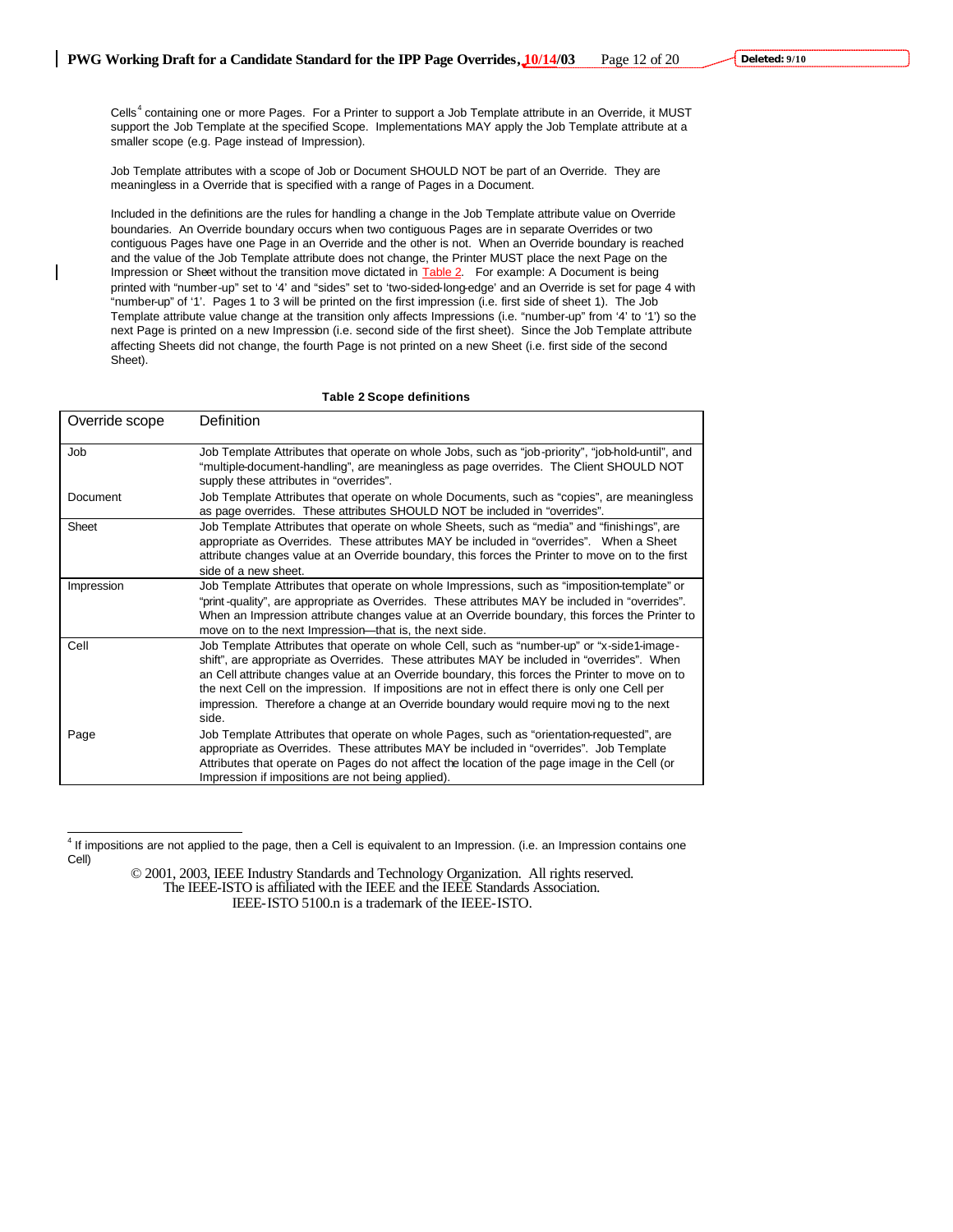Cells[4] containing one or more Pages. For a Printer to support a Job Template attribute in an Override, it MUST support the Job Template at the specified Scope. Implementations MAY apply the Job Template attribute at a smaller scope (e.g. Page instead of Impression).

Job Template attributes with a scope of Job or Document SHOULD NOT be part of an Override. They are meaningless in a Override that is specified with a range of Pages in a Document.

Included in the definitions are the rules for handling a change in the Job Template attribute value on Override boundaries. An Override boundary occurs when two contiguous Pages are in separate Overrides or two contiguous Pages have one Page in an Override and the other is not. When an Override boundary is reached and the value of the Job Template attribute does not change, the Printer MUST place the next Page on the Impression or Sheet without the transition move dictated in Table 2. For example: A Document is being printed with "number-up" set to '4' and "sides" set to 'two-sided-long-edge' and an Override is set for page 4 with "number-up" of '1'. Pages 1 to 3 will be printed on the first impression (i.e. first side of sheet 1). The Job Template attribute value change at the transition only affects Impressions (i.e. "number-up" from '4' to '1') so the next Page is printed on a new Impression (i.e. second side of the first sheet). Since the Job Template attribute affecting Sheets did not change, the fourth Page is not printed on a new Sheet (i.e. first side of the second Sheet).

**Table 2 Scope definitions**

| Override scope | Definition |
|---|---|
| Job | Job Template Attributes that operate on whole Jobs, such as "job-priority", "job-hold-until", and "multiple-document-handling", are meaningless as page overrides. The Client SHOULD NOT supply these attributes in "overrides". |
| Document | Job Template Attributes that operate on whole Documents, such as "copies", are meaningless as page overrides. These attributes SHOULD NOT be included in "overrides". |
| Sheet | Job Template Attributes that operate on whole Sheets, such as "media" and "finishings", are appropriate as Overrides. These attributes MAY be included in "overrides". When a Sheet attribute changes value at an Override boundary, this forces the Printer to move on to the first side of a new sheet. |
| Impression | Job Template Attributes that operate on whole Impressions, such as "imposition-template" or "print-quality", are appropriate as Overrides. These attributes MAY be included in "overrides". When an Impression attribute changes value at an Override boundary, this forces the Printer to move on to the next Impression—that is, the next side. |
| Cell | Job Template Attributes that operate on whole Cell, such as "number-up" or "x-side1-image-shift", are appropriate as Overrides. These attributes MAY be included in "overrides". When an Cell attribute changes value at an Override boundary, this forces the Printer to move on to the next Cell on the impression. If impositions are not in effect there is only one Cell per impression. Therefore a change at an Override boundary would require moving to the next side. |
| Page | Job Template Attributes that operate on whole Pages, such as "orientation-requested", are appropriate as Overrides. These attributes MAY be included in "overrides". Job Template Attributes that operate on Pages do not affect the location of the page image in the Cell (or Impression if impositions are not being applied). |

[4] If impositions are not applied to the page, then a Cell is equivalent to an Impression. (i.e. an Impression contains one Cell)

© 2001, 2003, IEEE Industry Standards and Technology Organization. All rights reserved.
The IEEE-ISTO is affiliated with the IEEE and the IEEE Standards Association.
IEEE-ISTO 5100.n is a trademark of the IEEE-ISTO.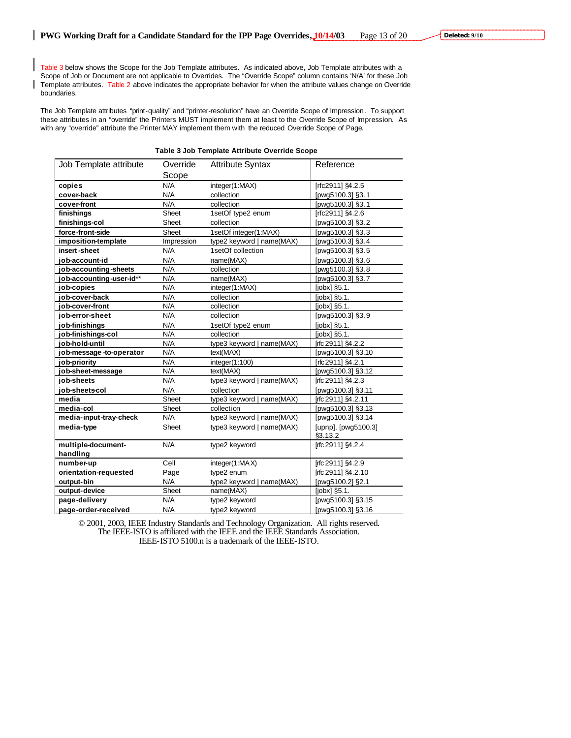Table 3 below shows the Scope for the Job Template attributes. As indicated above, Job Template attributes with a Scope of Job or Document are not applicable to Overrides. The "Override Scope" column contains 'N/A' for these Job Template attributes. Table 2 above indicates the appropriate behavior for when the attribute values change on Override boundaries.

The Job Template attributes "print-quality" and "printer-resolution" have an Override Scope of Impression. To support these attributes in an "override" the Printers MUST implement them at least to the Override Scope of Impression. As with any "override" attribute the Printer MAY implement them with the reduced Override Scope of Page.

**Table 3 Job Template Attribute Override Scope**

| Job Template attribute | Override Scope | Attribute Syntax | Reference |
|---|---|---|---|
| **copies** | N/A | integer(1:MAX) | [rfc2911] §4.2.5 |
| **cover-back** | N/A | collection | [pwg5100.3] §3.1 |
| **cover-front** | N/A | collection | [pwg5100.3] §3.1 |
| **finishings** | Sheet | 1setOf type2 enum | [rfc2911] §4.2.6 |
| **finishings-col** | Sheet | collection | [pwg5100.3] §3.2 |
| **force-front-side** | Sheet | 1setOf integer(1:MAX) | [pwg5100.3] §3.3 |
| **imposition-template** | Impression | type2 keyword \| name(MAX) | [pwg5100.3] §3.4 |
| **insert-sheet** | N/A | 1setOf collection | [pwg5100.3] §3.5 |
| **job-account-id** | N/A | name(MAX) | [pwg5100.3] §3.6 |
| **job-accounting-sheets** | N/A | collection | [pwg5100.3] §3.8 |
| **job-accounting-user-id**** | N/A | name(MAX) | [pwg5100.3] §3.7 |
| **job-copies** | N/A | integer(1:MAX) | [jobx] §5.1. |
| **job-cover-back** | N/A | collection | [jobx] §5.1. |
| **job-cover-front** | N/A | collection | [jobx] §5.1. |
| **job-error-sheet** | N/A | collection | [pwg5100.3] §3.9 |
| **job-finishings** | N/A | 1setOf type2 enum | [jobx] §5.1. |
| **job-finishings-col** | N/A | collection | [jobx] §5.1. |
| **job-hold-until** | N/A | type3 keyword \| name(MAX) | [rfc 2911] §4.2.2 |
| **job-message-to-operator** | N/A | text(MAX) | [pwg5100.3] §3.10 |
| **job-priority** | N/A | integer(1:100) | [rfc 2911] §4.2.1 |
| **job-sheet-message** | N/A | text(MAX) | [pwg5100.3] §3.12 |
| **job-sheets** | N/A | type3 keyword \| name(MAX) | [rfc 2911] §4.2.3 |
| **job-sheets-col** | N/A | collection | [pwg5100.3] §3.11 |
| **media** | Sheet | type3 keyword \| name(MAX) | [rfc 2911] §4.2.11 |
| **media-col** | Sheet | collection | [pwg5100.3] §3.13 |
| **media-input-tray-check** | N/A | type3 keyword \| name(MAX) | [pwg5100.3] §3.14 |
| **media-type** | Sheet | type3 keyword \| name(MAX) | [upnp], [pwg5100.3] §3.13.2 |
| **multiple-document-handling** | N/A | type2 keyword | [rfc 2911] §4.2.4 |
| **number-up** | Cell | integer(1:MAX) | [rfc 2911] §4.2.9 |
| **orientation-requested** | Page | type2 enum | [rfc 2911] §4.2.10 |
| **output-bin** | N/A | type2 keyword \| name(MAX) | [pwg5100.2] §2.1 |
| **output-device** | Sheet | name(MAX) | [jobx] §5.1. |
| **page-delivery** | N/A | type2 keyword | [pwg5100.3] §3.15 |
| **page-order-received** | N/A | type2 keyword | [pwg5100.3] §3.16 |

© 2001, 2003, IEEE Industry Standards and Technology Organization. All rights reserved.
The IEEE-ISTO is affiliated with the IEEE and the IEEE Standards Association.
IEEE-ISTO 5100.n is a trademark of the IEEE-ISTO.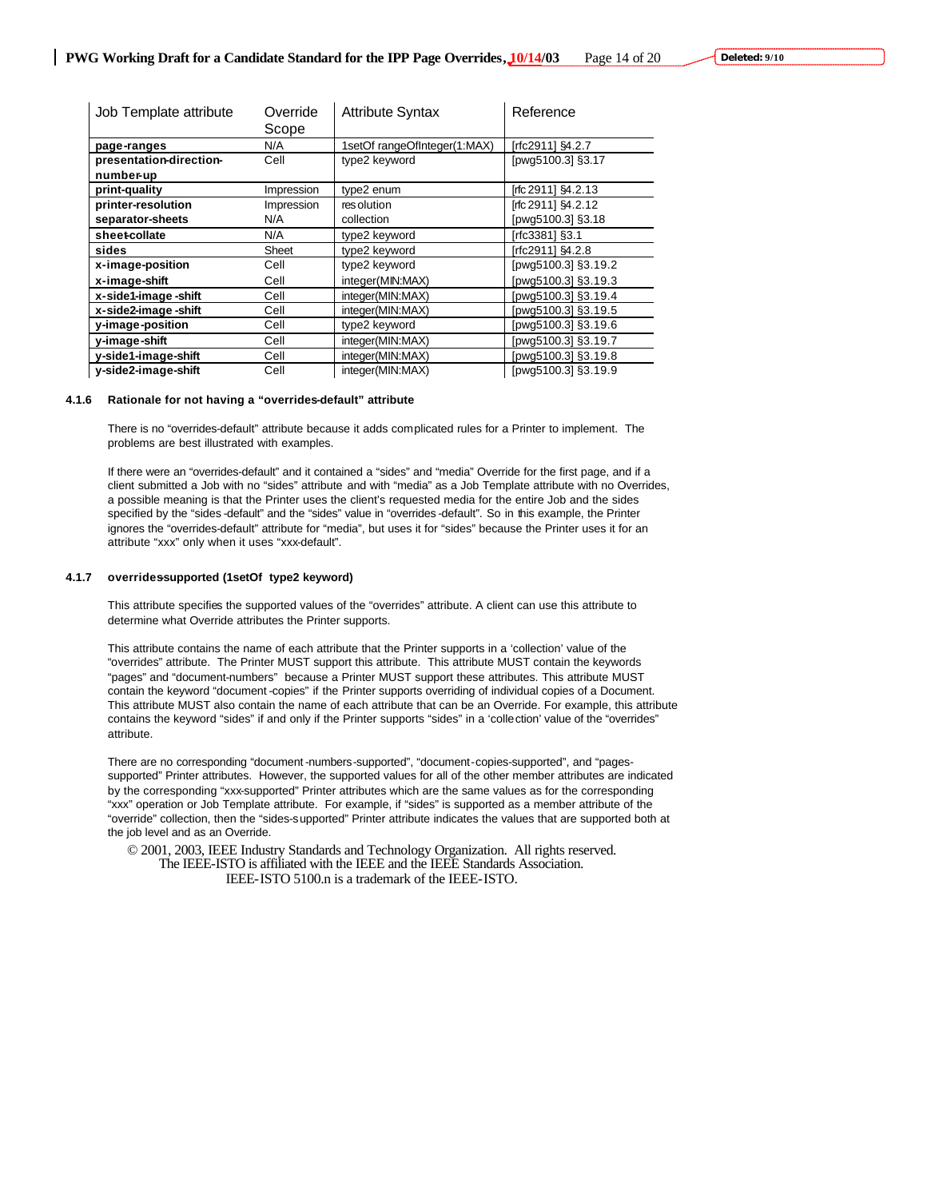| Job Template attribute | Override Scope | Attribute Syntax | Reference |
| --- | --- | --- | --- |
| **page-ranges** | N/A | 1setOf rangeOfInteger(1:MAX) | [rfc2911] §4.2.7 |
| **presentation-direction-number-up** | Cell | type2 keyword | [pwg5100.3] §3.17 |
| **print-quality** | Impression | type2 enum | [rfc 2911] §4.2.13 |
| **printer-resolution** | Impression | resolution | [rfc 2911] §4.2.12 |
| **separator-sheets** | N/A | collection | [pwg5100.3] §3.18 |
| **sheet-collate** | N/A | type2 keyword | [rfc3381] §3.1 |
| **sides** | Sheet | type2 keyword | [rfc2911] §4.2.8 |
| **x-image-position** | Cell | type2 keyword | [pwg5100.3] §3.19.2 |
| **x-image-shift** | Cell | integer(MIN:MAX) | [pwg5100.3] §3.19.3 |
| **x-side1-image-shift** | Cell | integer(MIN:MAX) | [pwg5100.3] §3.19.4 |
| **x-side2-image-shift** | Cell | integer(MIN:MAX) | [pwg5100.3] §3.19.5 |
| **y-image-position** | Cell | type2 keyword | [pwg5100.3] §3.19.6 |
| **y-image-shift** | Cell | integer(MIN:MAX) | [pwg5100.3] §3.19.7 |
| **y-side1-image-shift** | Cell | integer(MIN:MAX) | [pwg5100.3] §3.19.8 |
| **y-side2-image-shift** | Cell | integer(MIN:MAX) | [pwg5100.3] §3.19.9 |

#### 4.1.6 Rationale for not having a "overrides-default" attribute

There is no "overrides-default" attribute because it adds complicated rules for a Printer to implement. The problems are best illustrated with examples.

If there were an "overrides-default" and it contained a "sides" and "media" Override for the first page, and if a client submitted a Job with no "sides" attribute and with "media" as a Job Template attribute with no Overrides, a possible meaning is that the Printer uses the client's requested media for the entire Job and the sides specified by the "sides-default" and the "sides" value in "overrides-default". So in this example, the Printer ignores the "overrides-default" attribute for "media", but uses it for "sides" because the Printer uses it for an attribute "xxx" only when it uses "xxx-default".

#### 4.1.7 overrides-supported (1setOf type2 keyword)

This attribute specifies the supported values of the "overrides" attribute. A client can use this attribute to determine what Override attributes the Printer supports.

This attribute contains the name of each attribute that the Printer supports in a 'collection' value of the "overrides" attribute. The Printer MUST support this attribute. This attribute MUST contain the keywords "pages" and "document-numbers" because a Printer MUST support these attributes. This attribute MUST contain the keyword "document-copies" if the Printer supports overriding of individual copies of a Document. This attribute MUST also contain the name of each attribute that can be an Override. For example, this attribute contains the keyword "sides" if and only if the Printer supports "sides" in a 'collection' value of the "overrides" attribute.

There are no corresponding "document-numbers-supported", "document-copies-supported", and "pages-supported" Printer attributes. However, the supported values for all of the other member attributes are indicated by the corresponding "xxx-supported" Printer attributes which are the same values as for the corresponding "xxx" operation or Job Template attribute. For example, if "sides" is supported as a member attribute of the "override" collection, then the "sides-supported" Printer attribute indicates the values that are supported both at the job level and as an Override.

© 2001, 2003, IEEE Industry Standards and Technology Organization. All rights reserved.
The IEEE-ISTO is affiliated with the IEEE and the IEEE Standards Association.
IEEE-ISTO 5100.n is a trademark of the IEEE-ISTO.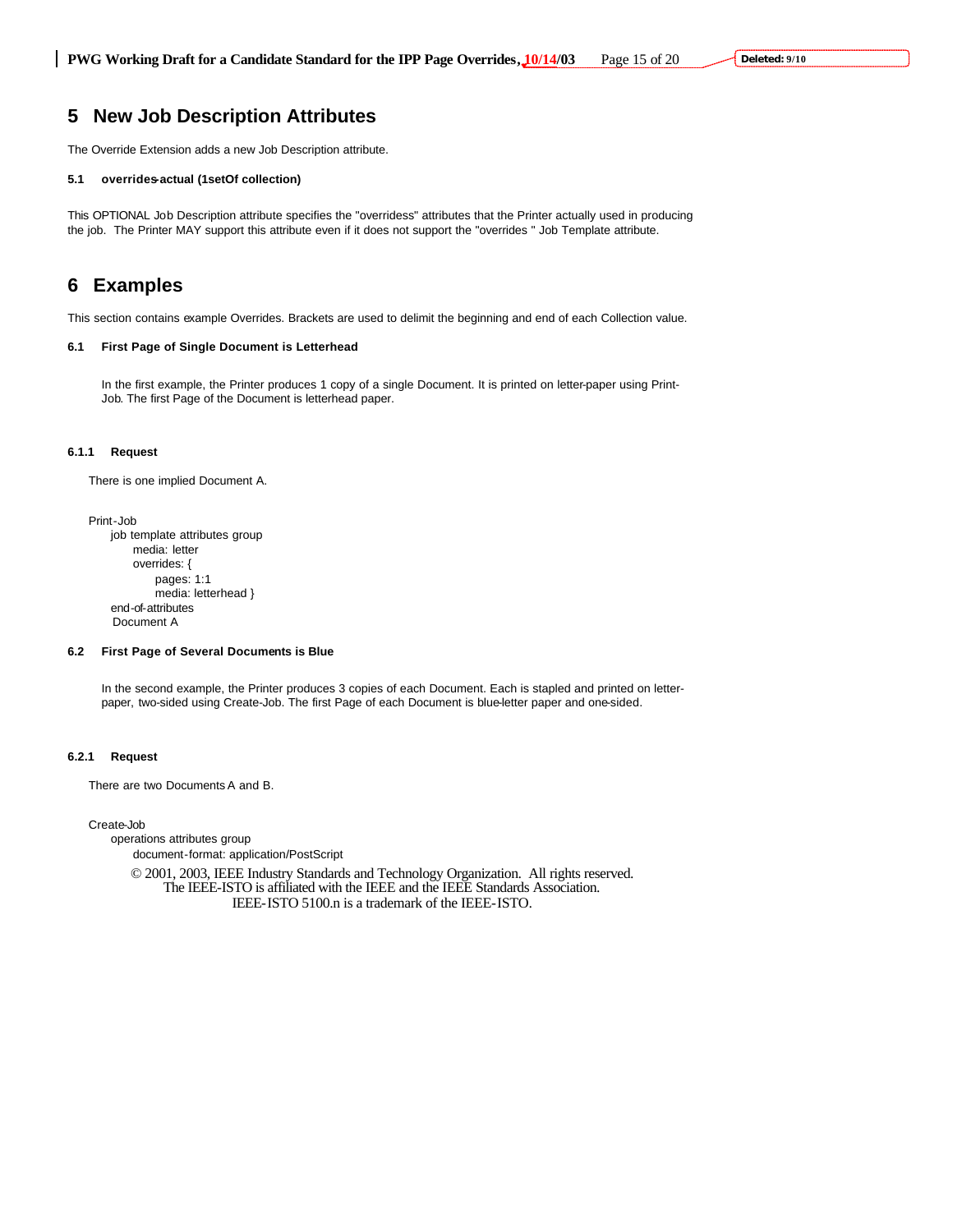# 5 New Job Description Attributes

The Override Extension adds a new Job Description attribute.

### 5.1 overrides-actual (1setOf collection)

This OPTIONAL Job Description attribute specifies the "overridess" attributes that the Printer actually used in producing the job. The Printer MAY support this attribute even if it does not support the "overrides " Job Template attribute.

# 6 Examples

This section contains example Overrides. Brackets are used to delimit the beginning and end of each Collection value.

### 6.1 First Page of Single Document is Letterhead

In the first example, the Printer produces 1 copy of a single Document. It is printed on letter-paper using Print-Job. The first Page of the Document is letterhead paper.

#### 6.1.1 Request

There is one implied Document A.

```
Print-Job
    job template attributes group
        media: letter
        overrides: {
            pages: 1:1
            media: letterhead }
    end-of-attributes
    Document A
```

### 6.2 First Page of Several Documents is Blue

In the second example, the Printer produces 3 copies of each Document. Each is stapled and printed on letter-paper, two-sided using Create-Job. The first Page of each Document is blue-letter paper and one-sided.

#### 6.2.1 Request

There are two Documents A and B.

```
Create-Job
    operations attributes group
        document-format: application/PostScript
```

© 2001, 2003, IEEE Industry Standards and Technology Organization. All rights reserved.
The IEEE-ISTO is affiliated with the IEEE and the IEEE Standards Association.
IEEE-ISTO 5100.n is a trademark of the IEEE-ISTO.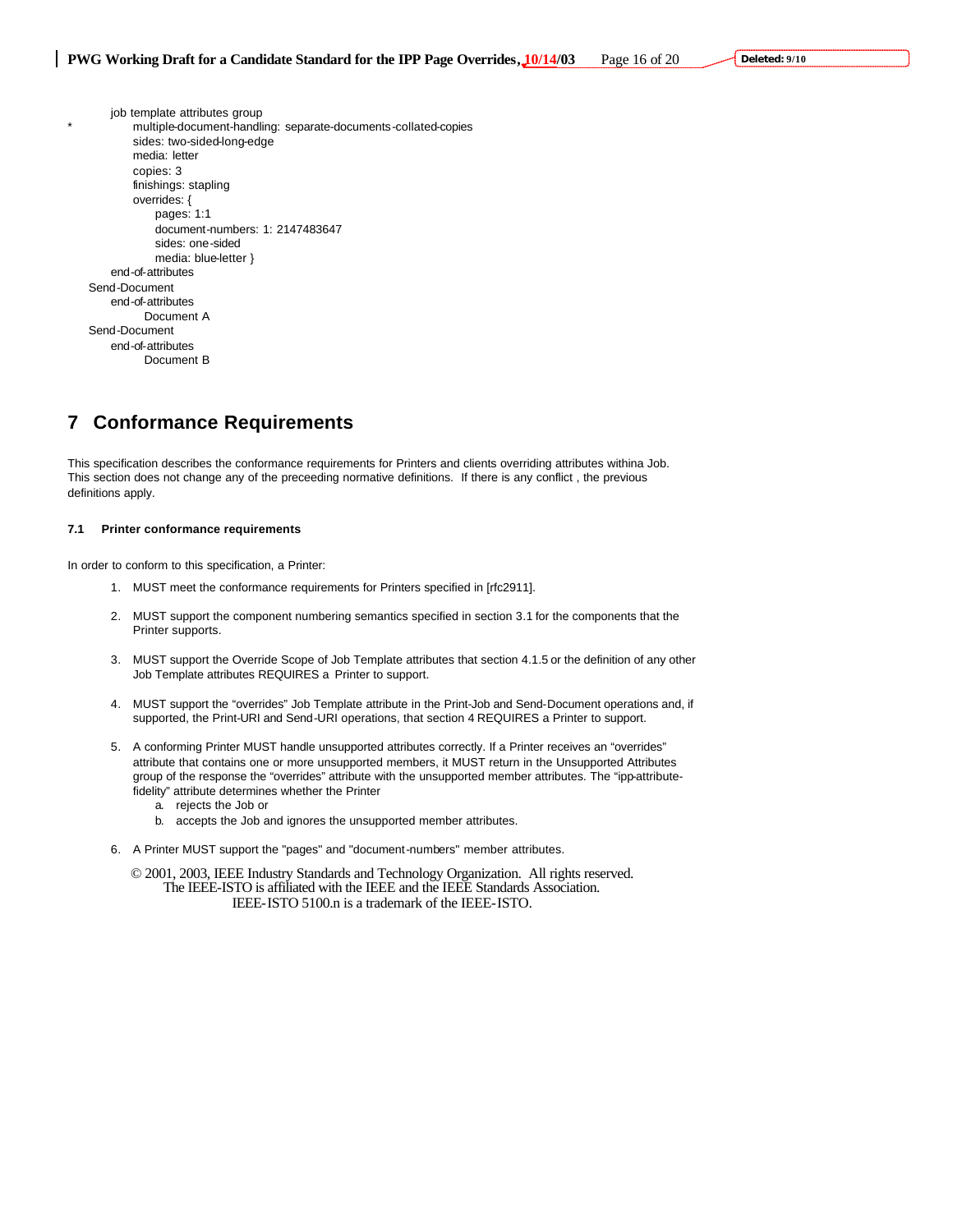```
        job template attributes group
*           multiple-document-handling: separate-documents-collated-copies
            sides: two-sided-long-edge
            media: letter
            copies: 3
            finishings: stapling
            overrides: {
                pages: 1:1
                document-numbers: 1: 2147483647
                sides: one-sided
                media: blue-letter }
        end-of-attributes
    Send-Document
        end-of-attributes
              Document A
    Send-Document
        end-of-attributes
              Document B
```

# 7 Conformance Requirements

This specification describes the conformance requirements for Printers and clients overriding attributes withina Job. This section does not change any of the preceeding normative definitions. If there is any conflict , the previous definitions apply.

### 7.1 Printer conformance requirements

In order to conform to this specification, a Printer:

1. MUST meet the conformance requirements for Printers specified in [rfc2911].
2. MUST support the component numbering semantics specified in section 3.1 for the components that the Printer supports.
3. MUST support the Override Scope of Job Template attributes that section 4.1.5 or the definition of any other Job Template attributes REQUIRES a Printer to support.
4. MUST support the "overrides" Job Template attribute in the Print-Job and Send-Document operations and, if supported, the Print-URI and Send-URI operations, that section 4 REQUIRES a Printer to support.
5. A conforming Printer MUST handle unsupported attributes correctly. If a Printer receives an "overrides" attribute that contains one or more unsupported members, it MUST return in the Unsupported Attributes group of the response the "overrides" attribute with the unsupported member attributes. The "ipp-attribute-fidelity" attribute determines whether the Printer
   a. rejects the Job or
   b. accepts the Job and ignores the unsupported member attributes.
6. A Printer MUST support the "pages" and "document-numbers" member attributes.

© 2001, 2003, IEEE Industry Standards and Technology Organization. All rights reserved.
The IEEE-ISTO is affiliated with the IEEE and the IEEE Standards Association.
IEEE-ISTO 5100.n is a trademark of the IEEE-ISTO.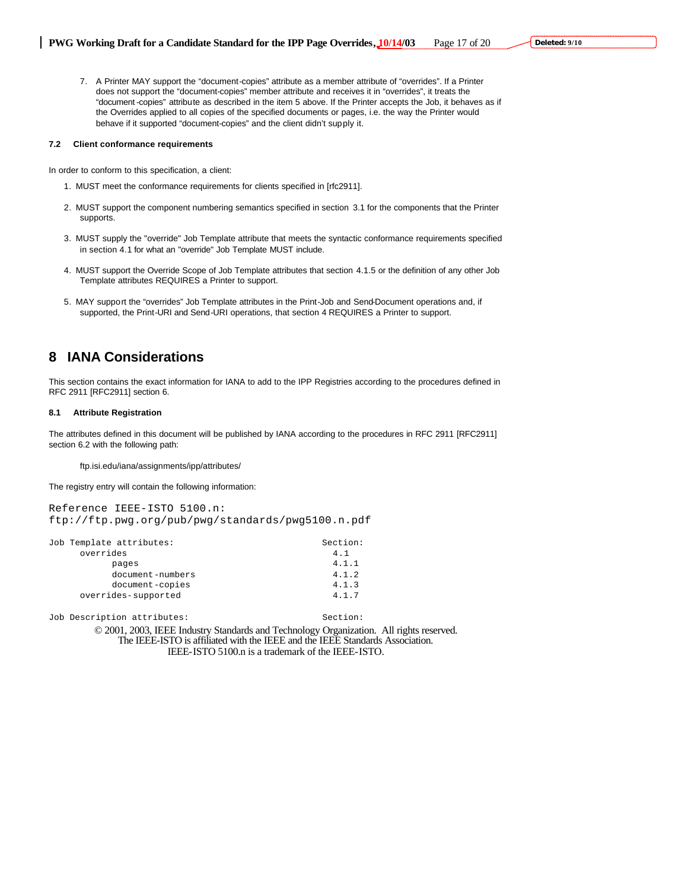7. A Printer MAY support the "document-copies" attribute as a member attribute of "overrides". If a Printer does not support the "document-copies" member attribute and receives it in "overrides", it treats the "document-copies" attribute as described in the item 5 above. If the Printer accepts the Job, it behaves as if the Overrides applied to all copies of the specified documents or pages, i.e. the way the Printer would behave if it supported "document-copies" and the client didn't supply it.

### 7.2 Client conformance requirements

In order to conform to this specification, a client:

1. MUST meet the conformance requirements for clients specified in [rfc2911].

2. MUST support the component numbering semantics specified in section 3.1 for the components that the Printer supports.

3. MUST supply the "override" Job Template attribute that meets the syntactic conformance requirements specified in section 4.1 for what an "override" Job Template MUST include.

4. MUST support the Override Scope of Job Template attributes that section 4.1.5 or the definition of any other Job Template attributes REQUIRES a Printer to support.

5. MAY support the "overrides" Job Template attributes in the Print-Job and Send-Document operations and, if supported, the Print-URI and Send-URI operations, that section 4 REQUIRES a Printer to support.

# 8 IANA Considerations

This section contains the exact information for IANA to add to the IPP Registries according to the procedures defined in RFC 2911 [RFC2911] section 6.

### 8.1 Attribute Registration

The attributes defined in this document will be published by IANA according to the procedures in RFC 2911 [RFC2911] section 6.2 with the following path:

ftp.isi.edu/iana/assignments/ipp/attributes/

The registry entry will contain the following information:

```
Reference IEEE-ISTO 5100.n:
ftp://ftp.pwg.org/pub/pwg/standards/pwg5100.n.pdf

Job Template attributes:                         Section:
      overrides                                    4.1
            pages                                  4.1.1
            document-numbers                       4.1.2
            document-copies                        4.1.3
      overrides-supported                          4.1.7

Job Description attributes:                      Section:
```

© 2001, 2003, IEEE Industry Standards and Technology Organization. All rights reserved.
The IEEE-ISTO is affiliated with the IEEE and the IEEE Standards Association.
IEEE-ISTO 5100.n is a trademark of the IEEE-ISTO.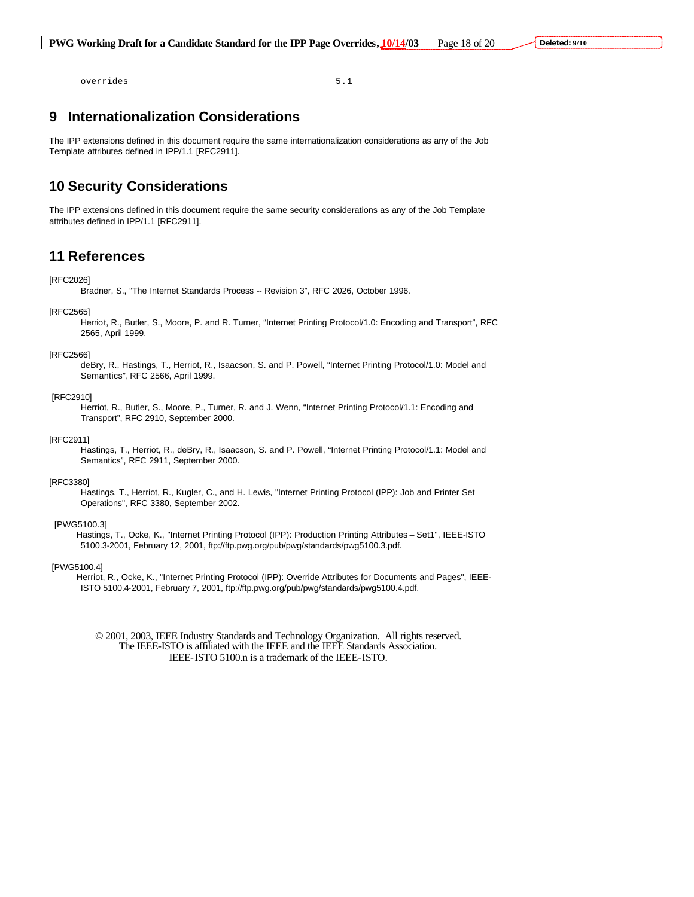overrides 5.1

# 9 Internationalization Considerations

The IPP extensions defined in this document require the same internationalization considerations as any of the Job Template attributes defined in IPP/1.1 [RFC2911].

# 10 Security Considerations

The IPP extensions defined in this document require the same security considerations as any of the Job Template attributes defined in IPP/1.1 [RFC2911].

# 11 References

[RFC2026]
Bradner, S., "The Internet Standards Process -- Revision 3", RFC 2026, October 1996.

[RFC2565]
Herriot, R., Butler, S., Moore, P. and R. Turner, "Internet Printing Protocol/1.0: Encoding and Transport", RFC 2565, April 1999.

[RFC2566]
deBry, R., Hastings, T., Herriot, R., Isaacson, S. and P. Powell, "Internet Printing Protocol/1.0: Model and Semantics", RFC 2566, April 1999.

[RFC2910]
Herriot, R., Butler, S., Moore, P., Turner, R. and J. Wenn, "Internet Printing Protocol/1.1: Encoding and Transport", RFC 2910, September 2000.

[RFC2911]
Hastings, T., Herriot, R., deBry, R., Isaacson, S. and P. Powell, "Internet Printing Protocol/1.1: Model and Semantics", RFC 2911, September 2000.

[RFC3380]
Hastings, T., Herriot, R., Kugler, C., and H. Lewis, "Internet Printing Protocol (IPP): Job and Printer Set Operations", RFC 3380, September 2002.

[PWG5100.3]
Hastings, T., Ocke, K., "Internet Printing Protocol (IPP): Production Printing Attributes – Set1", IEEE-ISTO 5100.3-2001, February 12, 2001, ftp://ftp.pwg.org/pub/pwg/standards/pwg5100.3.pdf.

[PWG5100.4]
Herriot, R., Ocke, K., "Internet Printing Protocol (IPP): Override Attributes for Documents and Pages", IEEE-ISTO 5100.4-2001, February 7, 2001, ftp://ftp.pwg.org/pub/pwg/standards/pwg5100.4.pdf.

© 2001, 2003, IEEE Industry Standards and Technology Organization. All rights reserved.
The IEEE-ISTO is affiliated with the IEEE and the IEEE Standards Association.
IEEE-ISTO 5100.n is a trademark of the IEEE-ISTO.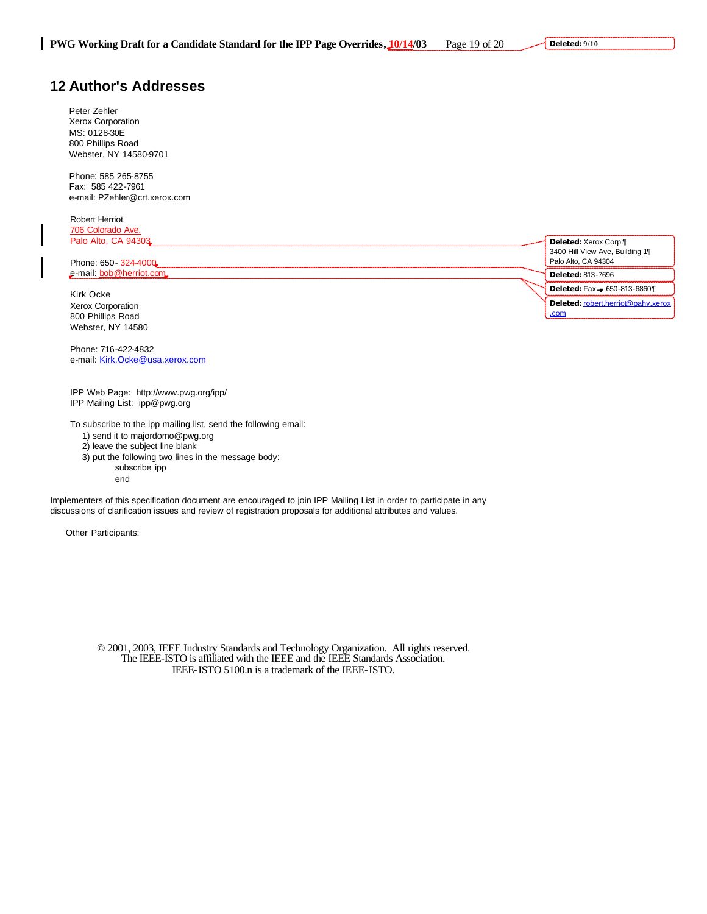# 12 Author's Addresses

Peter Zehler
Xerox Corporation
MS: 0128-30E
800 Phillips Road
Webster, NY 14580-9701

Phone: 585 265-8755
Fax: 585 422-7961
e-mail: PZehler@crt.xerox.com

Robert Herriot
706 Colorado Ave.
Palo Alto, CA 94303

Phone: 650- 324-4000
e-mail: bob@herriot.com

Kirk Ocke
Xerox Corporation
800 Phillips Road
Webster, NY 14580

Phone: 716-422-4832
e-mail: Kirk.Ocke@usa.xerox.com

IPP Web Page: http://www.pwg.org/ipp/
IPP Mailing List: ipp@pwg.org

To subscribe to the ipp mailing list, send the following email:

1) send it to majordomo@pwg.org
2) leave the subject line blank
3) put the following two lines in the message body:
   subscribe ipp
   end

Implementers of this specification document are encouraged to join IPP Mailing List in order to participate in any discussions of clarification issues and review of registration proposals for additional attributes and values.

Other Participants:

© 2001, 2003, IEEE Industry Standards and Technology Organization. All rights reserved.
The IEEE-ISTO is affiliated with the IEEE and the IEEE Standards Association.
IEEE-ISTO 5100.n is a trademark of the IEEE-ISTO.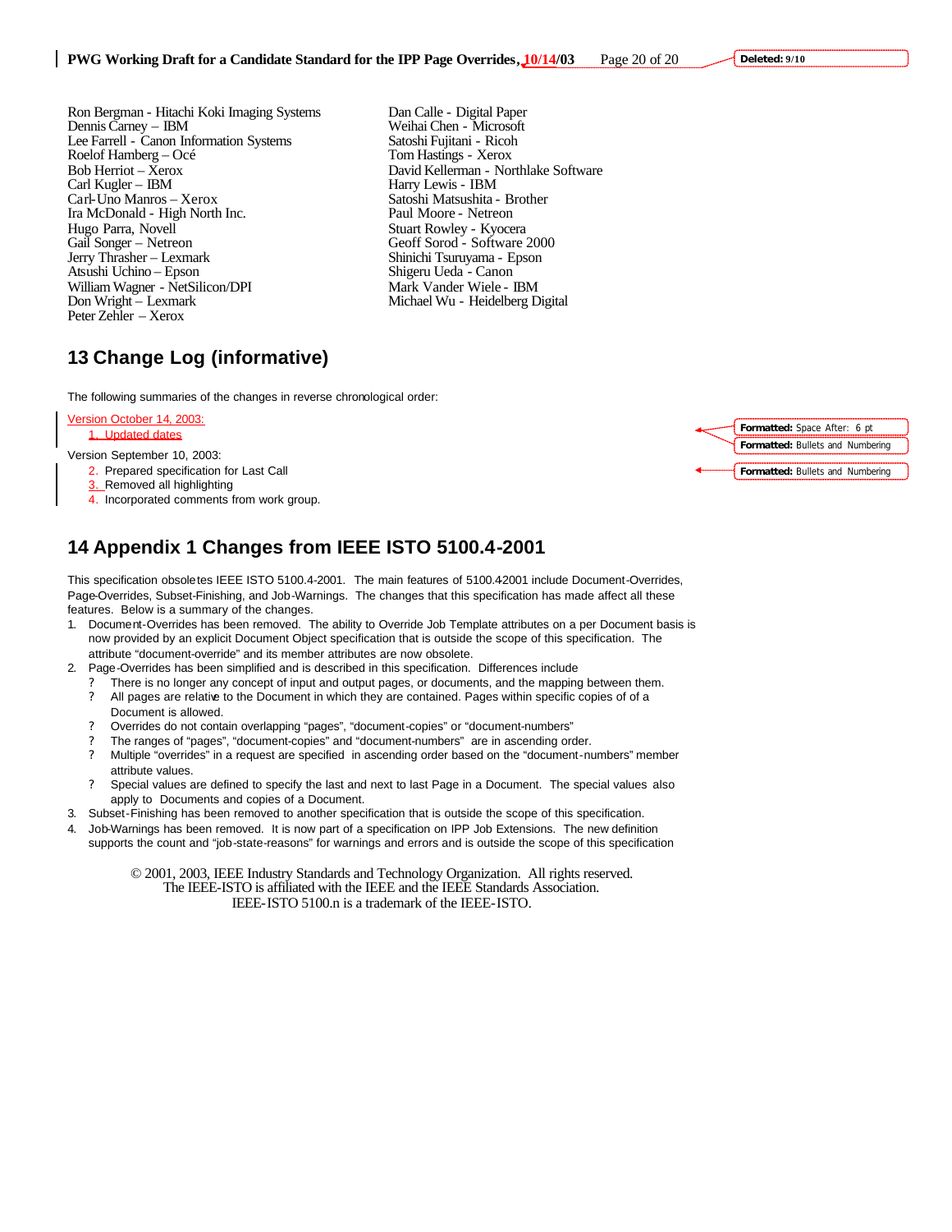Ron Bergman - Hitachi Koki Imaging Systems
Dennis Carney – IBM
Lee Farrell - Canon Information Systems
Roelof Hamberg – Océ
Bob Herriot – Xerox
Carl Kugler – IBM
Carl-Uno Manros – Xerox
Ira McDonald - High North Inc.
Hugo Parra, Novell
Gail Songer – Netreon
Jerry Thrasher – Lexmark
Atsushi Uchino – Epson
William Wagner - NetSilicon/DPI
Don Wright – Lexmark
Peter Zehler – Xerox
Dan Calle - Digital Paper
Weihai Chen - Microsoft
Satoshi Fujitani - Ricoh
Tom Hastings - Xerox
David Kellerman - Northlake Software
Harry Lewis - IBM
Satoshi Matsushita - Brother
Paul Moore - Netreon
Stuart Rowley - Kyocera
Geoff Sorod - Software 2000
Shinichi Tsuruyama - Epson
Shigeru Ueda - Canon
Mark Vander Wiele - IBM
Michael Wu - Heidelberg Digital

## 13 Change Log (informative)

The following summaries of the changes in reverse chronological order:

Version October 14, 2003:

1. Updated dates

Version September 10, 2003:

2. Prepared specification for Last Call
3. Removed all highlighting
4. Incorporated comments from work group.

## 14 Appendix 1 Changes from IEEE ISTO 5100.4-2001

This specification obsoletes IEEE ISTO 5100.4-2001. The main features of 5100.4-2001 include Document-Overrides, Page-Overrides, Subset-Finishing, and Job-Warnings. The changes that this specification has made affect all these features. Below is a summary of the changes.

1. Document-Overrides has been removed. The ability to Override Job Template attributes on a per Document basis is now provided by an explicit Document Object specification that is outside the scope of this specification. The attribute "document-override" and its member attributes are now obsolete.
2. Page-Overrides has been simplified and is described in this specification. Differences include
   - There is no longer any concept of input and output pages, or documents, and the mapping between them.
   - All pages are relative to the Document in which they are contained. Pages within specific copies of of a Document is allowed.
   - Overrides do not contain overlapping "pages", "document-copies" or "document-numbers"
   - The ranges of "pages", "document-copies" and "document-numbers" are in ascending order.
   - Multiple "overrides" in a request are specified in ascending order based on the "document-numbers" member attribute values.
   - Special values are defined to specify the last and next to last Page in a Document. The special values also apply to Documents and copies of a Document.
3. Subset-Finishing has been removed to another specification that is outside the scope of this specification.
4. Job-Warnings has been removed. It is now part of a specification on IPP Job Extensions. The new definition supports the count and "job-state-reasons" for warnings and errors and is outside the scope of this specification

© 2001, 2003, IEEE Industry Standards and Technology Organization. All rights reserved.
The IEEE-ISTO is affiliated with the IEEE and the IEEE Standards Association.
IEEE-ISTO 5100.n is a trademark of the IEEE-ISTO.